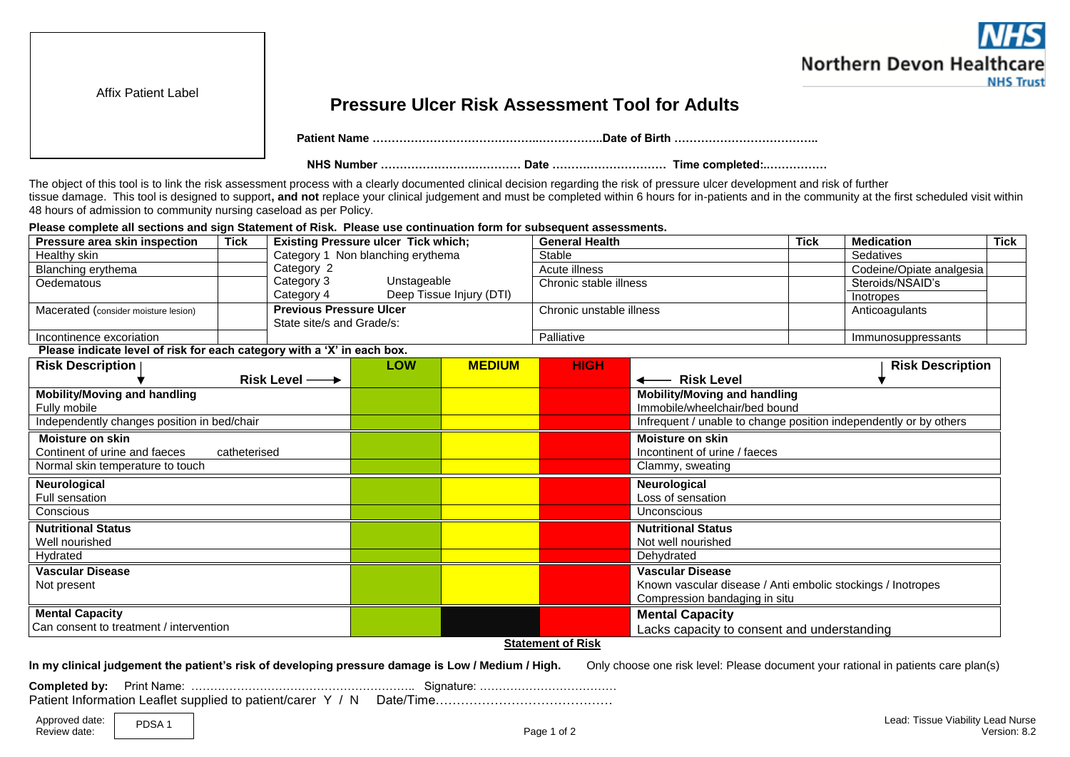Affix Patient Label

NHS Northern Devon Healthcare NHS Trust

# Pressure Ulcer Risk Assessment Tool for Adults

**Patient Name ……………………………………..……………..Date of Birth ………………………………..**

**NHS Number ………………….…..………. Date ………………………… Time completed:..……………**

The object of this tool is to link the risk assessment process with a clearly documented clinical decision regarding the risk of pressure ulcer development and risk of further tissue damage. This tool is designed to support**, and not** replace your clinical judgement and must be completed within 6 hours for in-patients and in the community at the first scheduled visit within 48 hours of admission to community nursing caseload as per Policy.

**Please complete all sections and sign Statement of Risk. Please use continuation form for subsequent assessments.**

| **Pressure area skin inspection** | **Tick** | **Existing Pressure ulcer Tick which;** | **General Health** | **Tick** | **Medication** | **Tick** |
|---|---|---|---|---|---|---|
| Healthy skin | | Category 1 Non blanching erythema | Stable | | Sedatives | |
| Blanching erythema | | Category 2 | Acute illness | | Codeine/Opiate analgesia | |
| Oedematous | | Category 3 Unstageable<br>Category 4 Deep Tissue Injury (DTI) | Chronic stable illness | | Steroids/NSAID's<br>Inotropes | |
| Macerated (consider moisture lesion) | | **Previous Pressure Ulcer**<br>State site/s and Grade/s: | Chronic unstable illness | | Anticoagulants | |
| Incontinence excoriation | | | Palliative | | Immunosuppressants | |

**Please indicate level of risk for each category with a 'X' in each box.**

| **Risk Description** / **Risk Level** → | **LOW** | **MEDIUM** | **HIGH** | ← **Risk Level** / **Risk Description** |
|---|---|---|---|---|
| **Mobility/Moving and handling**<br>Fully mobile | | | | **Mobility/Moving and handling**<br>Immobile/wheelchair/bed bound |
| Independently changes position in bed/chair | | | | Infrequent / unable to change position independently or by others |
| **Moisture on skin**<br>Continent of urine and faeces catheterised | | | | **Moisture on skin**<br>Incontinent of urine / faeces |
| Normal skin temperature to touch | | | | Clammy, sweating |
| **Neurological**<br>Full sensation | | | | **Neurological**<br>Loss of sensation |
| Conscious | | | | Unconscious |
| **Nutritional Status**<br>Well nourished | | | | **Nutritional Status**<br>Not well nourished |
| Hydrated | | | | Dehydrated |
| **Vascular Disease**<br>Not present | | | | **Vascular Disease**<br>Known vascular disease / Anti embolic stockings / Inotropes<br>Compression bandaging in situ |
| **Mental Capacity**<br>Can consent to treatment / intervention | | (not applicable) | | **Mental Capacity**<br>Lacks capacity to consent and understanding |

**Statement of Risk**

**In my clinical judgement the patient's risk of developing pressure damage is Low / Medium / High.** Only choose one risk level: Please document your rational in patients care plan(s)

**Completed by:** Print Name: ………………………………………………….. Signature: ………………………………

Patient Information Leaflet supplied to patient/carer Y / N Date/Time……………………………………

Approved date:
Review date:

PDSA 1

Lead: Tissue Viability Lead Nurse
Version: 8.2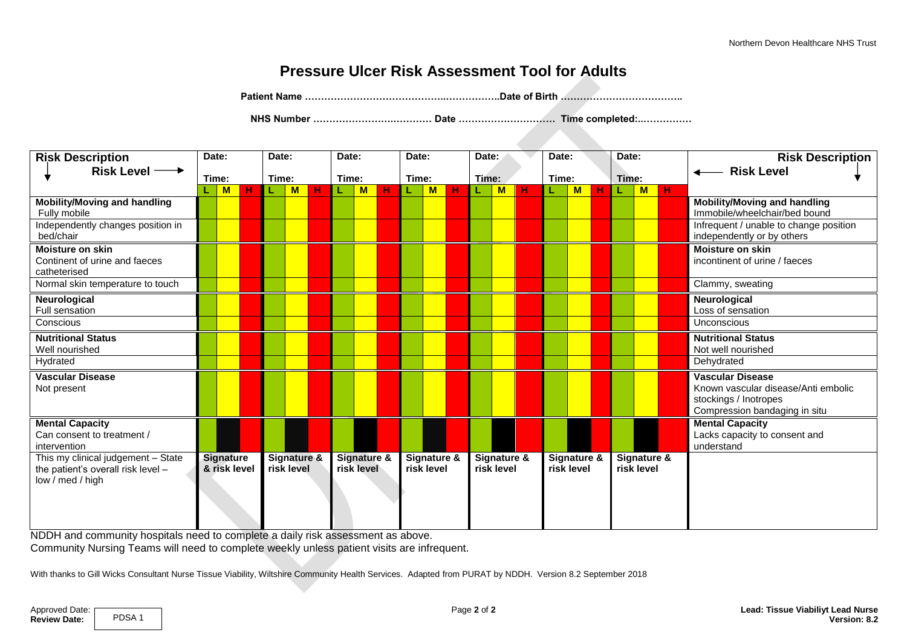# Pressure Ulcer Risk Assessment Tool for Adults

**Patient Name …………………………………….……………..Date of Birth ………………………………..**

**NHS Number ……………………….……… Date ………………………… Time completed:.……………**

| Risk Description ↓ Risk Level → | Date: Time: | | | Date: Time: | | | Date: Time: | | | Date: Time: | | | Date: Time: | | | Date: Time: | | | Date: Time: | | | Risk Description ← Risk Level ↓ |
|---|---|---|---|---|---|---|---|---|---|---|---|---|---|---|---|---|---|---|---|---|---|---|
| | L | M | H | L | M | H | L | M | H | L | M | H | L | M | H | L | M | H | L | M | H | |
| **Mobility/Moving and handling** Fully mobile | | | | | | | | | | | | | | | | | | | | | | **Mobility/Moving and handling** Immobile/wheelchair/bed bound |
| Independently changes position in bed/chair | | | | | | | | | | | | | | | | | | | | | | Infrequent / unable to change position independently or by others |
| **Moisture on skin** Continent of urine and faeces catheterised | | | | | | | | | | | | | | | | | | | | | | **Moisture on skin** incontinent of urine / faeces |
| Normal skin temperature to touch | | | | | | | | | | | | | | | | | | | | | | Clammy, sweating |
| **Neurological** Full sensation | | | | | | | | | | | | | | | | | | | | | | **Neurological** Loss of sensation |
| Conscious | | | | | | | | | | | | | | | | | | | | | | Unconscious |
| **Nutritional Status** Well nourished | | | | | | | | | | | | | | | | | | | | | | **Nutritional Status** Not well nourished |
| Hydrated | | | | | | | | | | | | | | | | | | | | | | Dehydrated |
| **Vascular Disease** Not present | | | | | | | | | | | | | | | | | | | | | | **Vascular Disease** Known vascular disease/Anti embolic stockings / Inotropes Compression bandaging in situ |
| **Mental Capacity** Can consent to treatment / intervention | | | | | | | | | | | | | | | | | | | | | | **Mental Capacity** Lacks capacity to consent and understand |
| This my clinical judgement – State the patient's overall risk level – low / med / high | **Signature & risk level** | | | **Signature & risk level** | | | **Signature & risk level** | | | **Signature & risk level** | | | **Signature & risk level** | | | **Signature & risk level** | | | **Signature & risk level** | | | |

NDDH and community hospitals need to complete a daily risk assessment as above.
Community Nursing Teams will need to complete weekly unless patient visits are infrequent.

With thanks to Gill Wicks Consultant Nurse Tissue Viability, Wiltshire Community Health Services. Adapted from PURAT by NDDH. Version 8.2 September 2018

Approved Date:
**Review Date:**
PDSA 1

**Lead: Tissue Viabiliyt Lead Nurse**
**Version: 8.2**